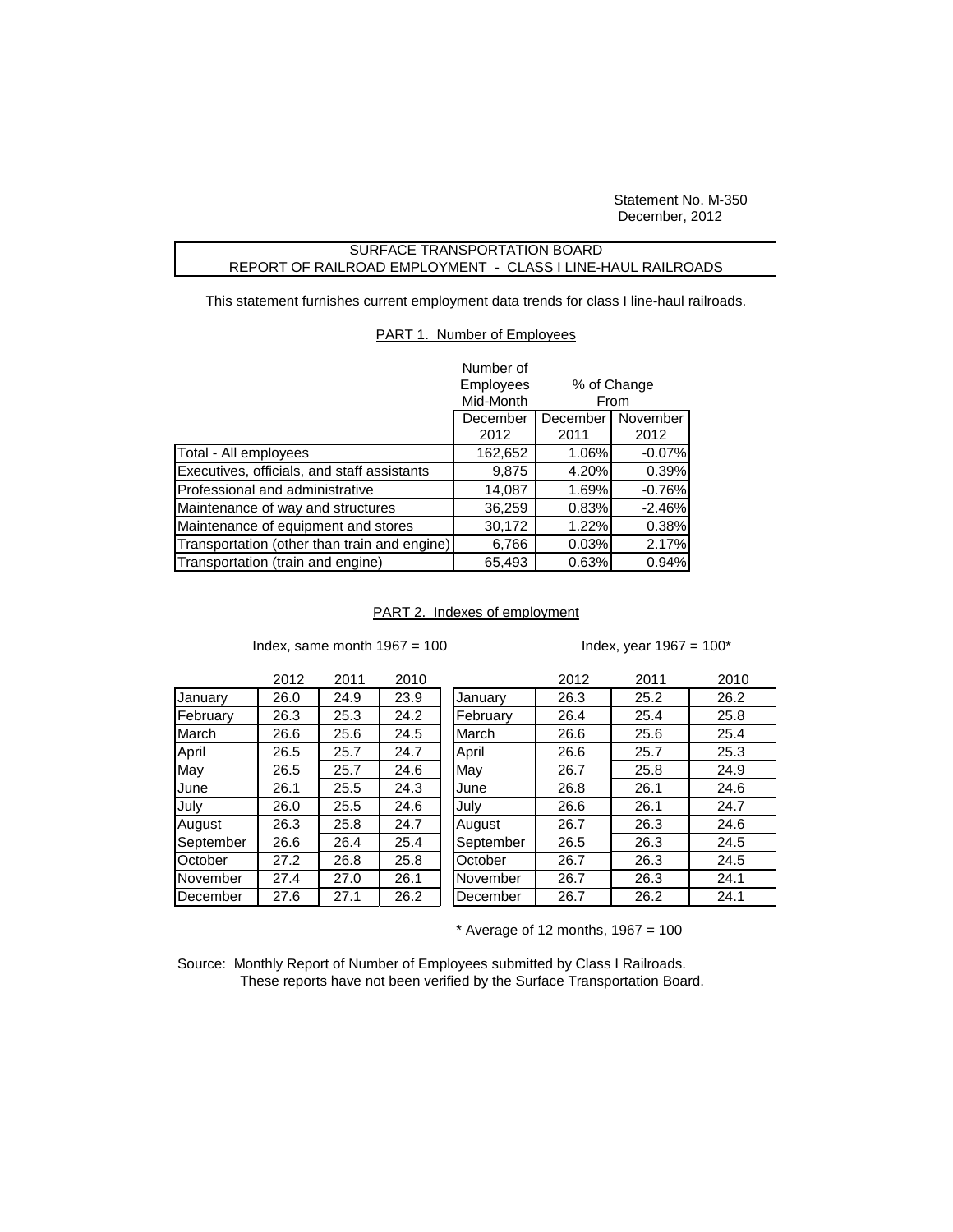Statement No. M-350
December, 2012

# SURFACE TRANSPORTATION BOARD
## REPORT OF RAILROAD EMPLOYMENT - CLASS I LINE-HAUL RAILROADS

This statement furnishes current employment data trends for class I line-haul railroads.

### PART 1. Number of Employees

| | Number of Employees Mid-Month | % of Change From | |
|---|---|---|---|
| | December 2012 | December 2011 | November 2012 |
| Total - All employees | 162,652 | 1.06% | -0.07% |
| Executives, officials, and staff assistants | 9,875 | 4.20% | 0.39% |
| Professional and administrative | 14,087 | 1.69% | -0.76% |
| Maintenance of way and structures | 36,259 | 0.83% | -2.46% |
| Maintenance of equipment and stores | 30,172 | 1.22% | 0.38% |
| Transportation (other than train and engine) | 6,766 | 0.03% | 2.17% |
| Transportation (train and engine) | 65,493 | 0.63% | 0.94% |

### PART 2. Indexes of employment

Index, same month 1967 = 100

| | 2012 | 2011 | 2010 |
|---|---|---|---|
| January | 26.0 | 24.9 | 23.9 |
| February | 26.3 | 25.3 | 24.2 |
| March | 26.6 | 25.6 | 24.5 |
| April | 26.5 | 25.7 | 24.7 |
| May | 26.5 | 25.7 | 24.6 |
| June | 26.1 | 25.5 | 24.3 |
| July | 26.0 | 25.5 | 24.6 |
| August | 26.3 | 25.8 | 24.7 |
| September | 26.6 | 26.4 | 25.4 |
| October | 27.2 | 26.8 | 25.8 |
| November | 27.4 | 27.0 | 26.1 |
| December | 27.6 | 27.1 | 26.2 |

Index, year 1967 = 100*

| | 2012 | 2011 | 2010 |
|---|---|---|---|
| January | 26.3 | 25.2 | 26.2 |
| February | 26.4 | 25.4 | 25.8 |
| March | 26.6 | 25.6 | 25.4 |
| April | 26.6 | 25.7 | 25.3 |
| May | 26.7 | 25.8 | 24.9 |
| June | 26.8 | 26.1 | 24.6 |
| July | 26.6 | 26.1 | 24.7 |
| August | 26.7 | 26.3 | 24.6 |
| September | 26.5 | 26.3 | 24.5 |
| October | 26.7 | 26.3 | 24.5 |
| November | 26.7 | 26.3 | 24.1 |
| December | 26.7 | 26.2 | 24.1 |

* Average of 12 months, 1967 = 100

Source: Monthly Report of Number of Employees submitted by Class I Railroads.
These reports have not been verified by the Surface Transportation Board.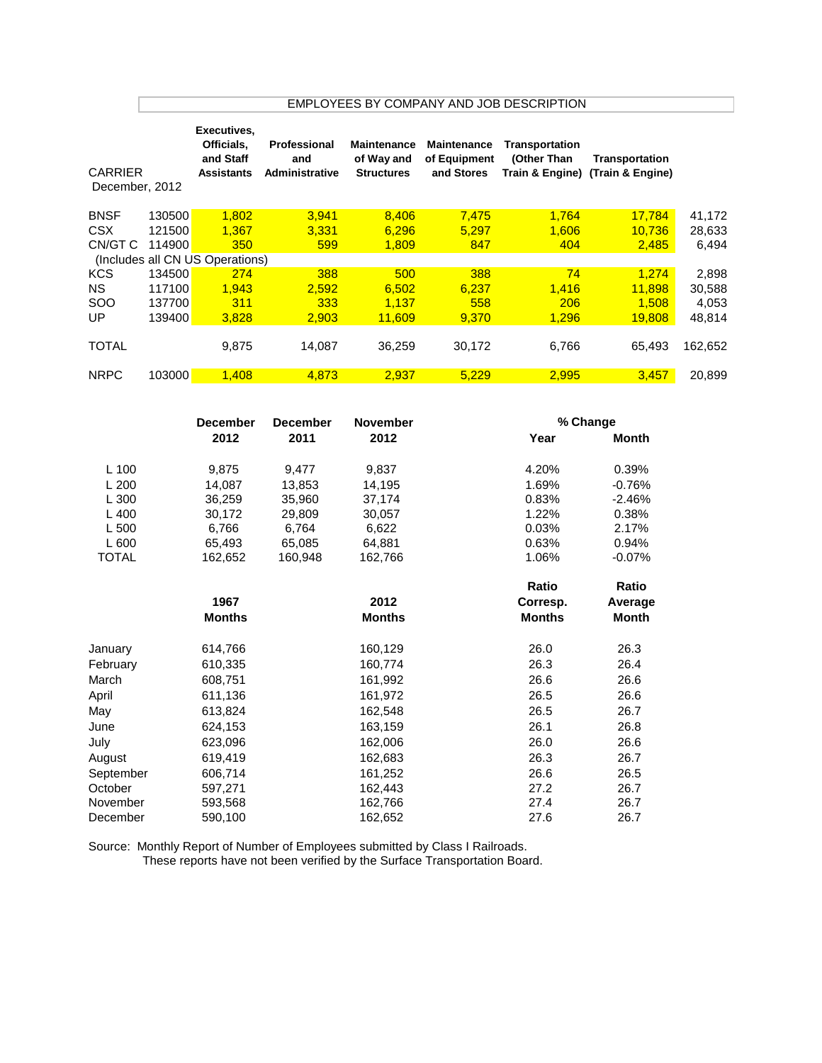## EMPLOYEES BY COMPANY AND JOB DESCRIPTION

| CARRIER December, 2012 | | Executives, Officials, and Staff Assistants | Professional and Administrative | Maintenance of Way and Structures | Maintenance of Equipment and Stores | Transportation (Other Than Train & Engine) | Transportation (Train & Engine) | |
|---|---|---|---|---|---|---|---|---|
| BNSF | 130500 | 1,802 | 3,941 | 8,406 | 7,475 | 1,764 | 17,784 | 41,172 |
| CSX | 121500 | 1,367 | 3,331 | 6,296 | 5,297 | 1,606 | 10,736 | 28,633 |
| CN/GT C | 114900 | 350 | 599 | 1,809 | 847 | 404 | 2,485 | 6,494 |
| (Includes all CN US Operations) | | | | | | | | |
| KCS | 134500 | 274 | 388 | 500 | 388 | 74 | 1,274 | 2,898 |
| NS | 117100 | 1,943 | 2,592 | 6,502 | 6,237 | 1,416 | 11,898 | 30,588 |
| SOO | 137700 | 311 | 333 | 1,137 | 558 | 206 | 1,508 | 4,053 |
| UP | 139400 | 3,828 | 2,903 | 11,609 | 9,370 | 1,296 | 19,808 | 48,814 |
| TOTAL | | 9,875 | 14,087 | 36,259 | 30,172 | 6,766 | 65,493 | 162,652 |
| NRPC | 103000 | 1,408 | 4,873 | 2,937 | 5,229 | 2,995 | 3,457 | 20,899 |

| | December 2012 | December 2011 | November 2012 | % Change Year | % Change Month |
|---|---|---|---|---|---|
| L 100 | 9,875 | 9,477 | 9,837 | 4.20% | 0.39% |
| L 200 | 14,087 | 13,853 | 14,195 | 1.69% | -0.76% |
| L 300 | 36,259 | 35,960 | 37,174 | 0.83% | -2.46% |
| L 400 | 30,172 | 29,809 | 30,057 | 1.22% | 0.38% |
| L 500 | 6,766 | 6,764 | 6,622 | 0.03% | 2.17% |
| L 600 | 65,493 | 65,085 | 64,881 | 0.63% | 0.94% |
| TOTAL | 162,652 | 160,948 | 162,766 | 1.06% | -0.07% |

| | 1967 Months | 2012 Months | Ratio Corresp. Months | Ratio Average Month |
|---|---|---|---|---|
| January | 614,766 | 160,129 | 26.0 | 26.3 |
| February | 610,335 | 160,774 | 26.3 | 26.4 |
| March | 608,751 | 161,992 | 26.6 | 26.6 |
| April | 611,136 | 161,972 | 26.5 | 26.6 |
| May | 613,824 | 162,548 | 26.5 | 26.7 |
| June | 624,153 | 163,159 | 26.1 | 26.8 |
| July | 623,096 | 162,006 | 26.0 | 26.6 |
| August | 619,419 | 162,683 | 26.3 | 26.7 |
| September | 606,714 | 161,252 | 26.6 | 26.5 |
| October | 597,271 | 162,443 | 27.2 | 26.7 |
| November | 593,568 | 162,766 | 27.4 | 26.7 |
| December | 590,100 | 162,652 | 27.6 | 26.7 |

Source: Monthly Report of Number of Employees submitted by Class I Railroads.
These reports have not been verified by the Surface Transportation Board.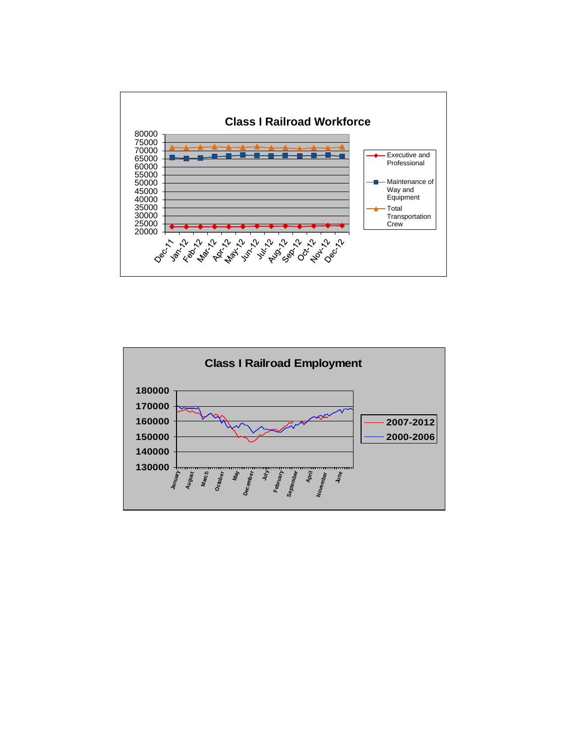Class I Railroad Workforce

80000
75000
70000
65000
60000
55000
50000
45000
40000
35000
30000
25000
20000

Dec-11 Jan-12 Feb-12 Mar-12 Apr-12 May-12 Jun-12 Jul-12 Aug-12 Sep-12 Oct-12 Nov-12 Dec-12

Executive and Professional

Maintenance of Way and Equipment

Total Transportation Crew

Class I Railroad Employment

180000
170000
160000
150000
140000
130000

January August March October May December July February September April November June

2007-2012

2000-2006